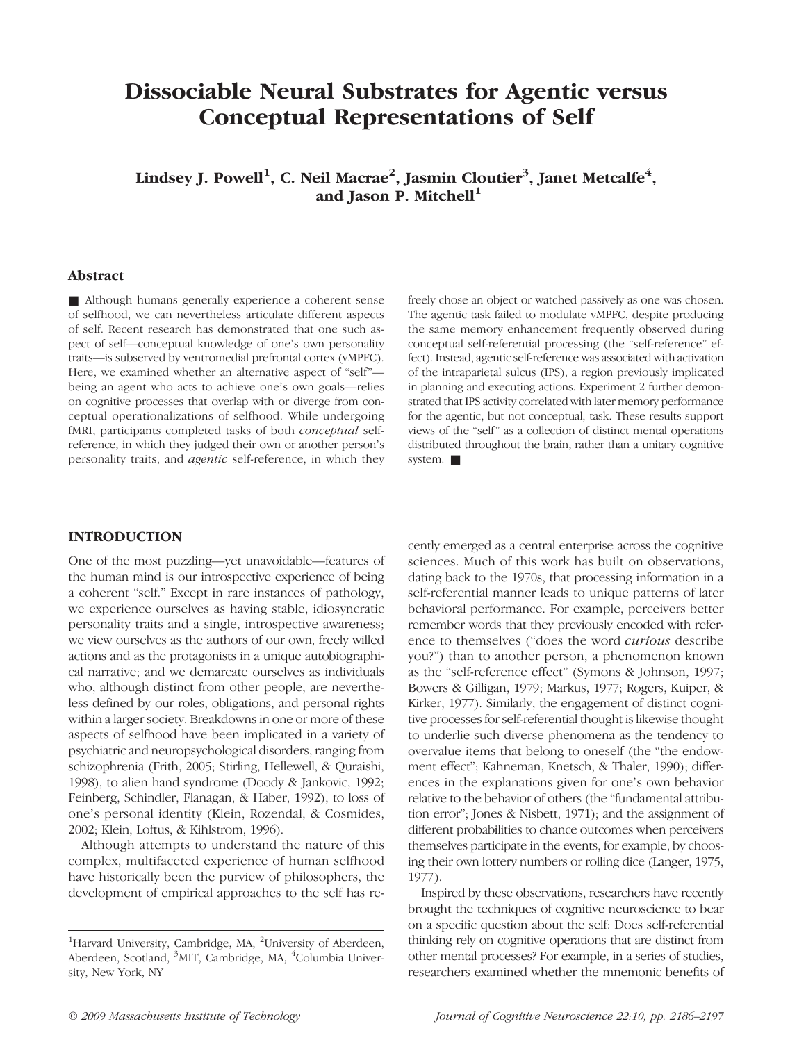# Dissociable Neural Substrates for Agentic versus Conceptual Representations of Self

**Lindsey J. Powell[1], C. Neil Macrae[2], Jasmin Cloutier[3], Janet Metcalfe[4], and Jason P. Mitchell[1]**

## Abstract

■ Although humans generally experience a coherent sense of selfhood, we can nevertheless articulate different aspects of self. Recent research has demonstrated that one such aspect of self—conceptual knowledge of one's own personality traits—is subserved by ventromedial prefrontal cortex (vMPFC). Here, we examined whether an alternative aspect of "self"—being an agent who acts to achieve one's own goals—relies on cognitive processes that overlap with or diverge from conceptual operationalizations of selfhood. While undergoing fMRI, participants completed tasks of both *conceptual* self-reference, in which they judged their own or another person's personality traits, and *agentic* self-reference, in which they freely chose an object or watched passively as one was chosen. The agentic task failed to modulate vMPFC, despite producing the same memory enhancement frequently observed during conceptual self-referential processing (the "self-reference" effect). Instead, agentic self-reference was associated with activation of the intraparietal sulcus (IPS), a region previously implicated in planning and executing actions. Experiment 2 further demonstrated that IPS activity correlated with later memory performance for the agentic, but not conceptual, task. These results support views of the "self" as a collection of distinct mental operations distributed throughout the brain, rather than a unitary cognitive system. ■

## INTRODUCTION

One of the most puzzling—yet unavoidable—features of the human mind is our introspective experience of being a coherent "self." Except in rare instances of pathology, we experience ourselves as having stable, idiosyncratic personality traits and a single, introspective awareness; we view ourselves as the authors of our own, freely willed actions and as the protagonists in a unique autobiographical narrative; and we demarcate ourselves as individuals who, although distinct from other people, are nevertheless defined by our roles, obligations, and personal rights within a larger society. Breakdowns in one or more of these aspects of selfhood have been implicated in a variety of psychiatric and neuropsychological disorders, ranging from schizophrenia (Frith, 2005; Stirling, Hellewell, & Quraishi, 1998), to alien hand syndrome (Doody & Jankovic, 1992; Feinberg, Schindler, Flanagan, & Haber, 1992), to loss of one's personal identity (Klein, Rozendal, & Cosmides, 2002; Klein, Loftus, & Kihlstrom, 1996).

Although attempts to understand the nature of this complex, multifaceted experience of human selfhood have historically been the purview of philosophers, the development of empirical approaches to the self has recently emerged as a central enterprise across the cognitive sciences. Much of this work has built on observations, dating back to the 1970s, that processing information in a self-referential manner leads to unique patterns of later behavioral performance. For example, perceivers better remember words that they previously encoded with reference to themselves ("does the word *curious* describe you?") than to another person, a phenomenon known as the "self-reference effect" (Symons & Johnson, 1997; Bowers & Gilligan, 1979; Markus, 1977; Rogers, Kuiper, & Kirker, 1977). Similarly, the engagement of distinct cognitive processes for self-referential thought is likewise thought to underlie such diverse phenomena as the tendency to overvalue items that belong to oneself (the "the endowment effect"; Kahneman, Knetsch, & Thaler, 1990); differences in the explanations given for one's own behavior relative to the behavior of others (the "fundamental attribution error"; Jones & Nisbett, 1971); and the assignment of different probabilities to chance outcomes when perceivers themselves participate in the events, for example, by choosing their own lottery numbers or rolling dice (Langer, 1975, 1977).

Inspired by these observations, researchers have recently brought the techniques of cognitive neuroscience to bear on a specific question about the self: Does self-referential thinking rely on cognitive operations that are distinct from other mental processes? For example, in a series of studies, researchers examined whether the mnemonic benefits of

---

[1]Harvard University, Cambridge, MA, [2]University of Aberdeen, Aberdeen, Scotland, [3]MIT, Cambridge, MA, [4]Columbia University, New York, NY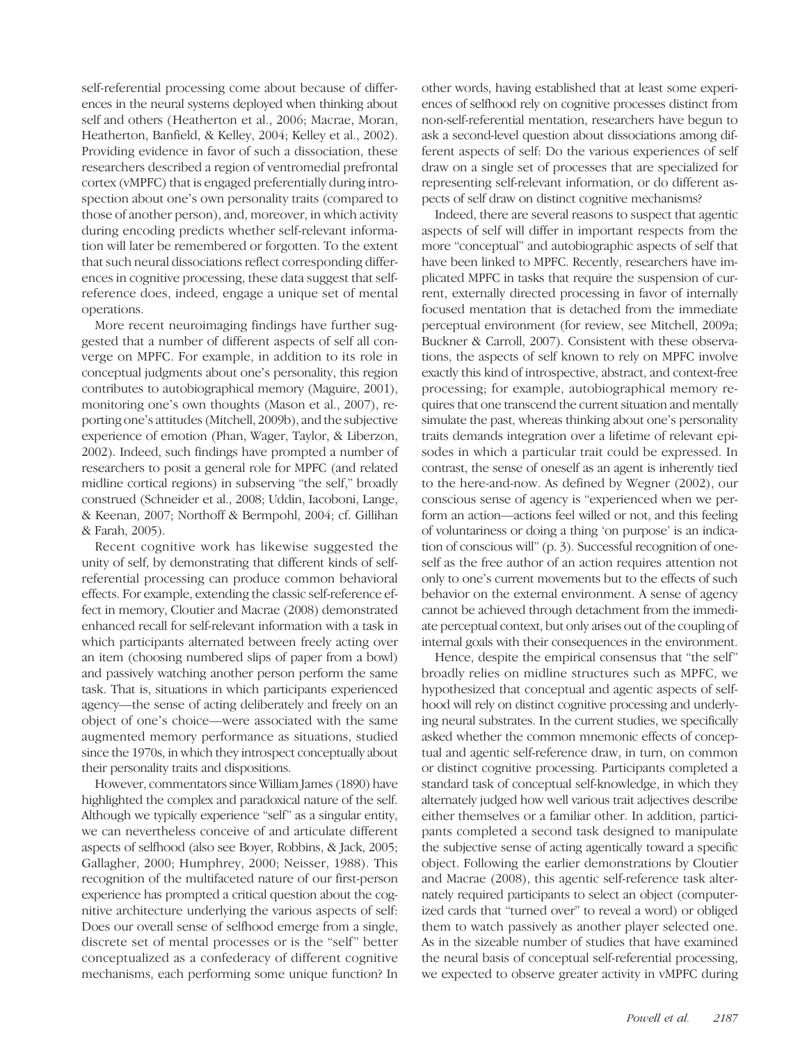self-referential processing come about because of differences in the neural systems deployed when thinking about self and others (Heatherton et al., 2006; Macrae, Moran, Heatherton, Banfield, & Kelley, 2004; Kelley et al., 2002). Providing evidence in favor of such a dissociation, these researchers described a region of ventromedial prefrontal cortex (vMPFC) that is engaged preferentially during introspection about one's own personality traits (compared to those of another person), and, moreover, in which activity during encoding predicts whether self-relevant information will later be remembered or forgotten. To the extent that such neural dissociations reflect corresponding differences in cognitive processing, these data suggest that self-reference does, indeed, engage a unique set of mental operations.

More recent neuroimaging findings have further suggested that a number of different aspects of self all converge on MPFC. For example, in addition to its role in conceptual judgments about one's personality, this region contributes to autobiographical memory (Maguire, 2001), monitoring one's own thoughts (Mason et al., 2007), reporting one's attitudes (Mitchell, 2009b), and the subjective experience of emotion (Phan, Wager, Taylor, & Liberzon, 2002). Indeed, such findings have prompted a number of researchers to posit a general role for MPFC (and related midline cortical regions) in subserving "the self," broadly construed (Schneider et al., 2008; Uddin, Iacoboni, Lange, & Keenan, 2007; Northoff & Bermpohl, 2004; cf. Gillihan & Farah, 2005).

Recent cognitive work has likewise suggested the unity of self, by demonstrating that different kinds of self-referential processing can produce common behavioral effects. For example, extending the classic self-reference effect in memory, Cloutier and Macrae (2008) demonstrated enhanced recall for self-relevant information with a task in which participants alternated between freely acting over an item (choosing numbered slips of paper from a bowl) and passively watching another person perform the same task. That is, situations in which participants experienced agency—the sense of acting deliberately and freely on an object of one's choice—were associated with the same augmented memory performance as situations, studied since the 1970s, in which they introspect conceptually about their personality traits and dispositions.

However, commentators since William James (1890) have highlighted the complex and paradoxical nature of the self. Although we typically experience "self" as a singular entity, we can nevertheless conceive of and articulate different aspects of selfhood (also see Boyer, Robbins, & Jack, 2005; Gallagher, 2000; Humphrey, 2000; Neisser, 1988). This recognition of the multifaceted nature of our first-person experience has prompted a critical question about the cognitive architecture underlying the various aspects of self: Does our overall sense of selfhood emerge from a single, discrete set of mental processes or is the "self" better conceptualized as a confederacy of different cognitive mechanisms, each performing some unique function? In other words, having established that at least some experiences of selfhood rely on cognitive processes distinct from non-self-referential mentation, researchers have begun to ask a second-level question about dissociations among different aspects of self: Do the various experiences of self draw on a single set of processes that are specialized for representing self-relevant information, or do different aspects of self draw on distinct cognitive mechanisms?

Indeed, there are several reasons to suspect that agentic aspects of self will differ in important respects from the more "conceptual" and autobiographic aspects of self that have been linked to MPFC. Recently, researchers have implicated MPFC in tasks that require the suspension of current, externally directed processing in favor of internally focused mentation that is detached from the immediate perceptual environment (for review, see Mitchell, 2009a; Buckner & Carroll, 2007). Consistent with these observations, the aspects of self known to rely on MPFC involve exactly this kind of introspective, abstract, and context-free processing; for example, autobiographical memory requires that one transcend the current situation and mentally simulate the past, whereas thinking about one's personality traits demands integration over a lifetime of relevant episodes in which a particular trait could be expressed. In contrast, the sense of oneself as an agent is inherently tied to the here-and-now. As defined by Wegner (2002), our conscious sense of agency is "experienced when we perform an action—actions feel willed or not, and this feeling of voluntariness or doing a thing 'on purpose' is an indication of conscious will" (p. 3). Successful recognition of oneself as the free author of an action requires attention not only to one's current movements but to the effects of such behavior on the external environment. A sense of agency cannot be achieved through detachment from the immediate perceptual context, but only arises out of the coupling of internal goals with their consequences in the environment.

Hence, despite the empirical consensus that "the self" broadly relies on midline structures such as MPFC, we hypothesized that conceptual and agentic aspects of selfhood will rely on distinct cognitive processing and underlying neural substrates. In the current studies, we specifically asked whether the common mnemonic effects of conceptual and agentic self-reference draw, in turn, on common or distinct cognitive processing. Participants completed a standard task of conceptual self-knowledge, in which they alternately judged how well various trait adjectives describe either themselves or a familiar other. In addition, participants completed a second task designed to manipulate the subjective sense of acting agentically toward a specific object. Following the earlier demonstrations by Cloutier and Macrae (2008), this agentic self-reference task alternately required participants to select an object (computerized cards that "turned over" to reveal a word) or obliged them to watch passively as another player selected one. As in the sizeable number of studies that have examined the neural basis of conceptual self-referential processing, we expected to observe greater activity in vMPFC during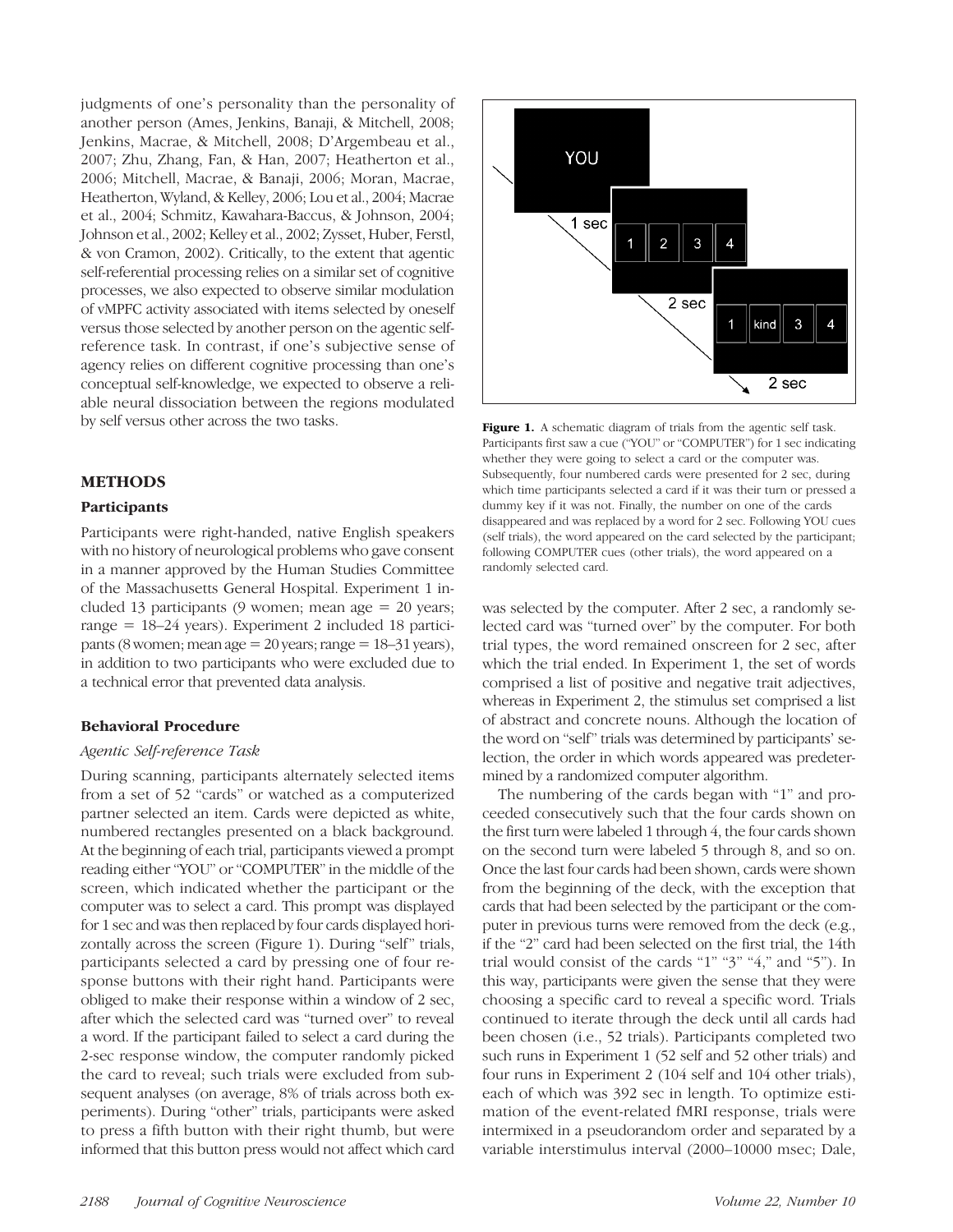judgments of one's personality than the personality of another person (Ames, Jenkins, Banaji, & Mitchell, 2008; Jenkins, Macrae, & Mitchell, 2008; D'Argembeau et al., 2007; Zhu, Zhang, Fan, & Han, 2007; Heatherton et al., 2006; Mitchell, Macrae, & Banaji, 2006; Moran, Macrae, Heatherton, Wyland, & Kelley, 2006; Lou et al., 2004; Macrae et al., 2004; Schmitz, Kawahara-Baccus, & Johnson, 2004; Johnson et al., 2002; Kelley et al., 2002; Zysset, Huber, Ferstl, & von Cramon, 2002). Critically, to the extent that agentic self-referential processing relies on a similar set of cognitive processes, we also expected to observe similar modulation of vMPFC activity associated with items selected by oneself versus those selected by another person on the agentic self-reference task. In contrast, if one's subjective sense of agency relies on different cognitive processing than one's conceptual self-knowledge, we expected to observe a reliable neural dissociation between the regions modulated by self versus other across the two tasks.

## METHODS

### Participants

Participants were right-handed, native English speakers with no history of neurological problems who gave consent in a manner approved by the Human Studies Committee of the Massachusetts General Hospital. Experiment 1 included 13 participants (9 women; mean age = 20 years; range = 18–24 years). Experiment 2 included 18 participants (8 women; mean age = 20 years; range = 18–31 years), in addition to two participants who were excluded due to a technical error that prevented data analysis.

### Behavioral Procedure

#### *Agentic Self-reference Task*

During scanning, participants alternately selected items from a set of 52 "cards" or watched as a computerized partner selected an item. Cards were depicted as white, numbered rectangles presented on a black background. At the beginning of each trial, participants viewed a prompt reading either "YOU" or "COMPUTER" in the middle of the screen, which indicated whether the participant or the computer was to select a card. This prompt was displayed for 1 sec and was then replaced by four cards displayed horizontally across the screen (Figure 1). During "self" trials, participants selected a card by pressing one of four response buttons with their right hand. Participants were obliged to make their response within a window of 2 sec, after which the selected card was "turned over" to reveal a word. If the participant failed to select a card during the 2-sec response window, the computer randomly picked the card to reveal; such trials were excluded from subsequent analyses (on average, 8% of trials across both experiments). During "other" trials, participants were asked to press a fifth button with their right thumb, but were informed that this button press would not affect which card was selected by the computer. After 2 sec, a randomly selected card was "turned over" by the computer. For both trial types, the word remained onscreen for 2 sec, after which the trial ended. In Experiment 1, the set of words comprised a list of positive and negative trait adjectives, whereas in Experiment 2, the stimulus set comprised a list of abstract and concrete nouns. Although the location of the word on "self" trials was determined by participants' selection, the order in which words appeared was predetermined by a randomized computer algorithm.

**Figure 1.** A schematic diagram of trials from the agentic self task. Participants first saw a cue ("YOU" or "COMPUTER") for 1 sec indicating whether they were going to select a card or the computer was. Subsequently, four numbered cards were presented for 2 sec, during which time participants selected a card if it was their turn or pressed a dummy key if it was not. Finally, the number on one of the cards disappeared and was replaced by a word for 2 sec. Following YOU cues (self trials), the word appeared on the card selected by the participant; following COMPUTER cues (other trials), the word appeared on a randomly selected card.

The numbering of the cards began with "1" and proceeded consecutively such that the four cards shown on the first turn were labeled 1 through 4, the four cards shown on the second turn were labeled 5 through 8, and so on. Once the last four cards had been shown, cards were shown from the beginning of the deck, with the exception that cards that had been selected by the participant or the computer in previous turns were removed from the deck (e.g., if the "2" card had been selected on the first trial, the 14th trial would consist of the cards "1" "3" "4," and "5"). In this way, participants were given the sense that they were choosing a specific card to reveal a specific word. Trials continued to iterate through the deck until all cards had been chosen (i.e., 52 trials). Participants completed two such runs in Experiment 1 (52 self and 52 other trials) and four runs in Experiment 2 (104 self and 104 other trials), each of which was 392 sec in length. To optimize estimation of the event-related fMRI response, trials were intermixed in a pseudorandom order and separated by a variable interstimulus interval (2000–10000 msec; Dale,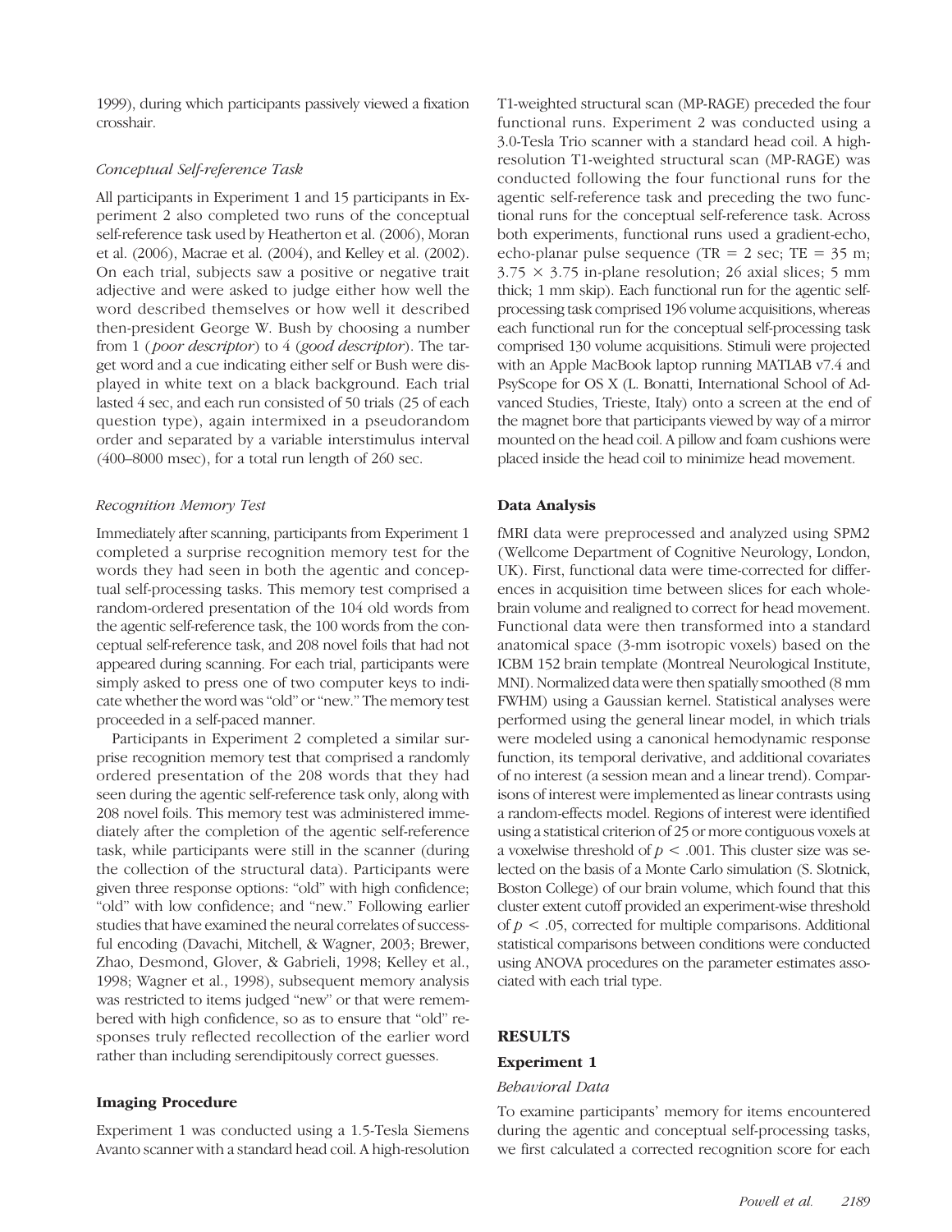1999), during which participants passively viewed a fixation crosshair.

### Conceptual Self-reference Task

All participants in Experiment 1 and 15 participants in Experiment 2 also completed two runs of the conceptual self-reference task used by Heatherton et al. (2006), Moran et al. (2006), Macrae et al. (2004), and Kelley et al. (2002). On each trial, subjects saw a positive or negative trait adjective and were asked to judge either how well the word described themselves or how well it described then-president George W. Bush by choosing a number from 1 (*poor descriptor*) to 4 (*good descriptor*). The target word and a cue indicating either self or Bush were displayed in white text on a black background. Each trial lasted 4 sec, and each run consisted of 50 trials (25 of each question type), again intermixed in a pseudorandom order and separated by a variable interstimulus interval (400–8000 msec), for a total run length of 260 sec.

### Recognition Memory Test

Immediately after scanning, participants from Experiment 1 completed a surprise recognition memory test for the words they had seen in both the agentic and conceptual self-processing tasks. This memory test comprised a random-ordered presentation of the 104 old words from the agentic self-reference task, the 100 words from the conceptual self-reference task, and 208 novel foils that had not appeared during scanning. For each trial, participants were simply asked to press one of two computer keys to indicate whether the word was "old" or "new." The memory test proceeded in a self-paced manner.

Participants in Experiment 2 completed a similar surprise recognition memory test that comprised a randomly ordered presentation of the 208 words that they had seen during the agentic self-reference task only, along with 208 novel foils. This memory test was administered immediately after the completion of the agentic self-reference task, while participants were still in the scanner (during the collection of the structural data). Participants were given three response options: "old" with high confidence; "old" with low confidence; and "new." Following earlier studies that have examined the neural correlates of successful encoding (Davachi, Mitchell, & Wagner, 2003; Brewer, Zhao, Desmond, Glover, & Gabrieli, 1998; Kelley et al., 1998; Wagner et al., 1998), subsequent memory analysis was restricted to items judged "new" or that were remembered with high confidence, so as to ensure that "old" responses truly reflected recollection of the earlier word rather than including serendipitously correct guesses.

## Imaging Procedure

Experiment 1 was conducted using a 1.5-Tesla Siemens Avanto scanner with a standard head coil. A high-resolution T1-weighted structural scan (MP-RAGE) preceded the four functional runs. Experiment 2 was conducted using a 3.0-Tesla Trio scanner with a standard head coil. A high-resolution T1-weighted structural scan (MP-RAGE) was conducted following the four functional runs for the agentic self-reference task and preceding the two functional runs for the conceptual self-reference task. Across both experiments, functional runs used a gradient-echo, echo-planar pulse sequence (TR = 2 sec; TE = 35 m; $3.75 \times 3.75$ in-plane resolution; 26 axial slices; 5 mm thick; 1 mm skip). Each functional run for the agentic self-processing task comprised 196 volume acquisitions, whereas each functional run for the conceptual self-processing task comprised 130 volume acquisitions. Stimuli were projected with an Apple MacBook laptop running MATLAB v7.4 and PsyScope for OS X (L. Bonatti, International School of Advanced Studies, Trieste, Italy) onto a screen at the end of the magnet bore that participants viewed by way of a mirror mounted on the head coil. A pillow and foam cushions were placed inside the head coil to minimize head movement.

## Data Analysis

fMRI data were preprocessed and analyzed using SPM2 (Wellcome Department of Cognitive Neurology, London, UK). First, functional data were time-corrected for differences in acquisition time between slices for each whole-brain volume and realigned to correct for head movement. Functional data were then transformed into a standard anatomical space (3-mm isotropic voxels) based on the ICBM 152 brain template (Montreal Neurological Institute, MNI). Normalized data were then spatially smoothed (8 mm FWHM) using a Gaussian kernel. Statistical analyses were performed using the general linear model, in which trials were modeled using a canonical hemodynamic response function, its temporal derivative, and additional covariates of no interest (a session mean and a linear trend). Comparisons of interest were implemented as linear contrasts using a random-effects model. Regions of interest were identified using a statistical criterion of 25 or more contiguous voxels at a voxelwise threshold of $p < .001$. This cluster size was selected on the basis of a Monte Carlo simulation (S. Slotnick, Boston College) of our brain volume, which found that this cluster extent cutoff provided an experiment-wise threshold of $p < .05$, corrected for multiple comparisons. Additional statistical comparisons between conditions were conducted using ANOVA procedures on the parameter estimates associated with each trial type.

# RESULTS

## Experiment 1

### Behavioral Data

To examine participants' memory for items encountered during the agentic and conceptual self-processing tasks, we first calculated a corrected recognition score for each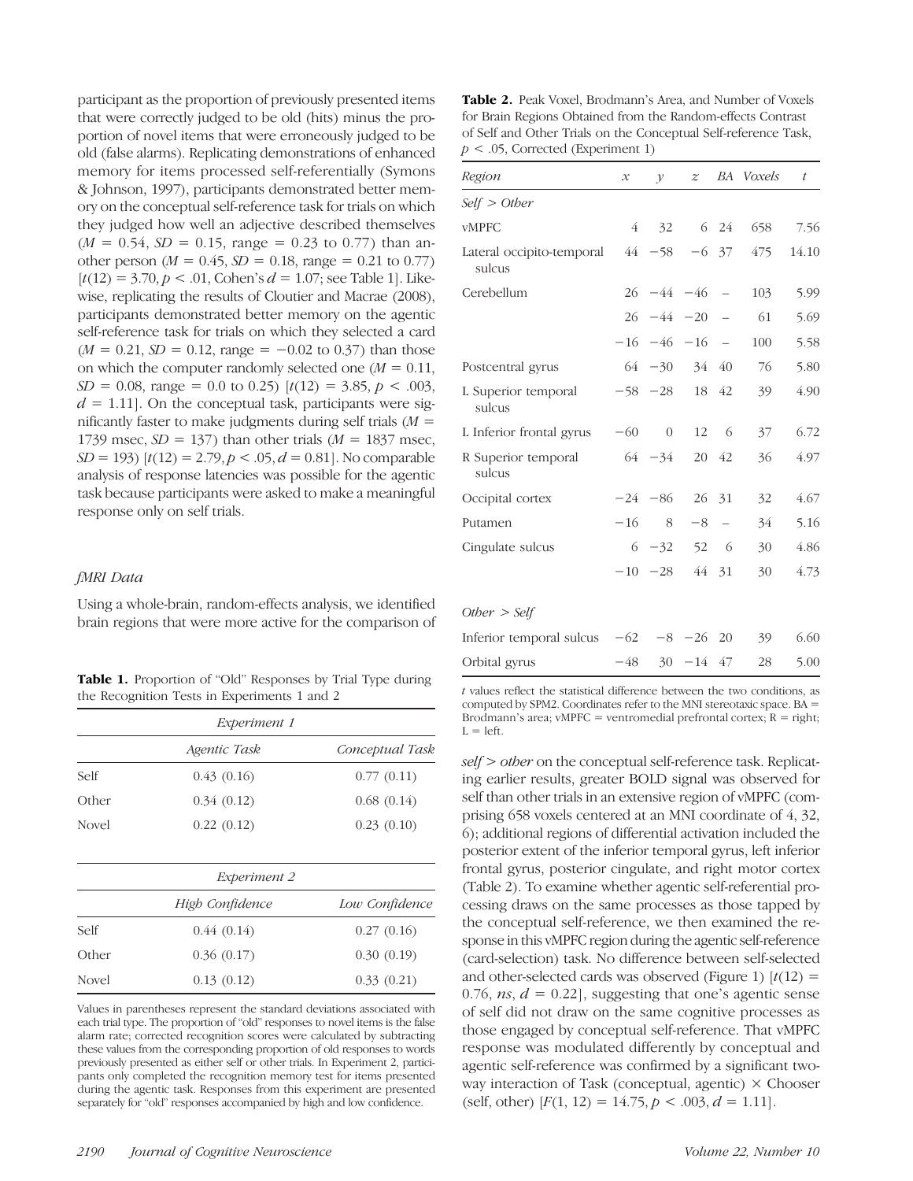participant as the proportion of previously presented items that were correctly judged to be old (hits) minus the proportion of novel items that were erroneously judged to be old (false alarms). Replicating demonstrations of enhanced memory for items processed self-referentially (Symons & Johnson, 1997), participants demonstrated better memory on the conceptual self-reference task for trials on which they judged how well an adjective described themselves ($M = 0.54$, $SD = 0.15$, range = 0.23 to 0.77) than another person ($M = 0.45$, $SD = 0.18$, range = 0.21 to 0.77) [$t(12) = 3.70, p < .01$, Cohen's $d = 1.07$; see Table 1]. Likewise, replicating the results of Cloutier and Macrae (2008), participants demonstrated better memory on the agentic self-reference task for trials on which they selected a card ($M = 0.21$, $SD = 0.12$, range = −0.02 to 0.37) than those on which the computer randomly selected one ($M = 0.11$, $SD = 0.08$, range = 0.0 to 0.25) [$t(12) = 3.85, p < .003$, $d = 1.11$]. On the conceptual task, participants were significantly faster to make judgments during self trials ($M =$ 1739 msec, $SD = 137$) than other trials ($M = 1837$ msec, $SD = 193$) [$t(12) = 2.79, p < .05, d = 0.81$]. No comparable analysis of response latencies was possible for the agentic task because participants were asked to make a meaningful response only on self trials.

### *fMRI Data*

Using a whole-brain, random-effects analysis, we identified brain regions that were more active for the comparison of *self* > *other* on the conceptual self-reference task. Replicating earlier results, greater BOLD signal was observed for self than other trials in an extensive region of vMPFC (comprising 658 voxels centered at an MNI coordinate of 4, 32, 6); additional regions of differential activation included the posterior extent of the inferior temporal gyrus, left inferior frontal gyrus, posterior cingulate, and right motor cortex (Table 2). To examine whether agentic self-referential processing draws on the same processes as those tapped by the conceptual self-reference, we then examined the response in this vMPFC region during the agentic self-reference (card-selection) task. No difference between self-selected and other-selected cards was observed (Figure 1) [$t(12) = 0.76$, *ns*, $d = 0.22$], suggesting that one's agentic sense of self did not draw on the same cognitive processes as those engaged by conceptual self-reference. That vMPFC response was modulated differently by conceptual and agentic self-reference was confirmed by a significant two-way interaction of Task (conceptual, agentic) × Chooser (self, other) [$F(1, 12) = 14.75, p < .003, d = 1.11$].

**Table 1.** Proportion of "Old" Responses by Trial Type during the Recognition Tests in Experiments 1 and 2

| | *Experiment 1* | |
|---|---|---|
| | *Agentic Task* | *Conceptual Task* |
| Self | 0.43 (0.16) | 0.77 (0.11) |
| Other | 0.34 (0.12) | 0.68 (0.14) |
| Novel | 0.22 (0.12) | 0.23 (0.10) |
| | *Experiment 2* | |
| | *High Confidence* | *Low Confidence* |
| Self | 0.44 (0.14) | 0.27 (0.16) |
| Other | 0.36 (0.17) | 0.30 (0.19) |
| Novel | 0.13 (0.12) | 0.33 (0.21) |

Values in parentheses represent the standard deviations associated with each trial type. The proportion of "old" responses to novel items is the false alarm rate; corrected recognition scores were calculated by subtracting these values from the corresponding proportion of old responses to words previously presented as either self or other trials. In Experiment 2, participants only completed the recognition memory test for items presented during the agentic task. Responses from this experiment are presented separately for "old" responses accompanied by high and low confidence.

**Table 2.** Peak Voxel, Brodmann's Area, and Number of Voxels for Brain Regions Obtained from the Random-effects Contrast of Self and Other Trials on the Conceptual Self-reference Task, $p < .05$, Corrected (Experiment 1)

| *Region* | *x* | *y* | *z* | *BA* | *Voxels* | *t* |
|---|---|---|---|---|---|---|
| *Self > Other* | | | | | | |
| vMPFC | 4 | 32 | 6 | 24 | 658 | 7.56 |
| Lateral occipito-temporal sulcus | 44 | −58 | −6 | 37 | 475 | 14.10 |
| Cerebellum | 26 | −44 | −46 | – | 103 | 5.99 |
| | 26 | −44 | −20 | – | 61 | 5.69 |
| | −16 | −46 | −16 | – | 100 | 5.58 |
| Postcentral gyrus | 64 | −30 | 34 | 40 | 76 | 5.80 |
| L Superior temporal sulcus | −58 | −28 | 18 | 42 | 39 | 4.90 |
| L Inferior frontal gyrus | −60 | 0 | 12 | 6 | 37 | 6.72 |
| R Superior temporal sulcus | 64 | −34 | 20 | 42 | 36 | 4.97 |
| Occipital cortex | −24 | −86 | 26 | 31 | 32 | 4.67 |
| Putamen | −16 | 8 | −8 | – | 34 | 5.16 |
| Cingulate sulcus | 6 | −32 | 52 | 6 | 30 | 4.86 |
| | −10 | −28 | 44 | 31 | 30 | 4.73 |
| *Other > Self* | | | | | | |
| Inferior temporal sulcus | −62 | −8 | −26 | 20 | 39 | 6.60 |
| Orbital gyrus | −48 | 30 | −14 | 47 | 28 | 5.00 |

*t* values reflect the statistical difference between the two conditions, as computed by SPM2. Coordinates refer to the MNI stereotaxic space. BA = Brodmann's area; vMPFC = ventromedial prefrontal cortex; R = right; L = left.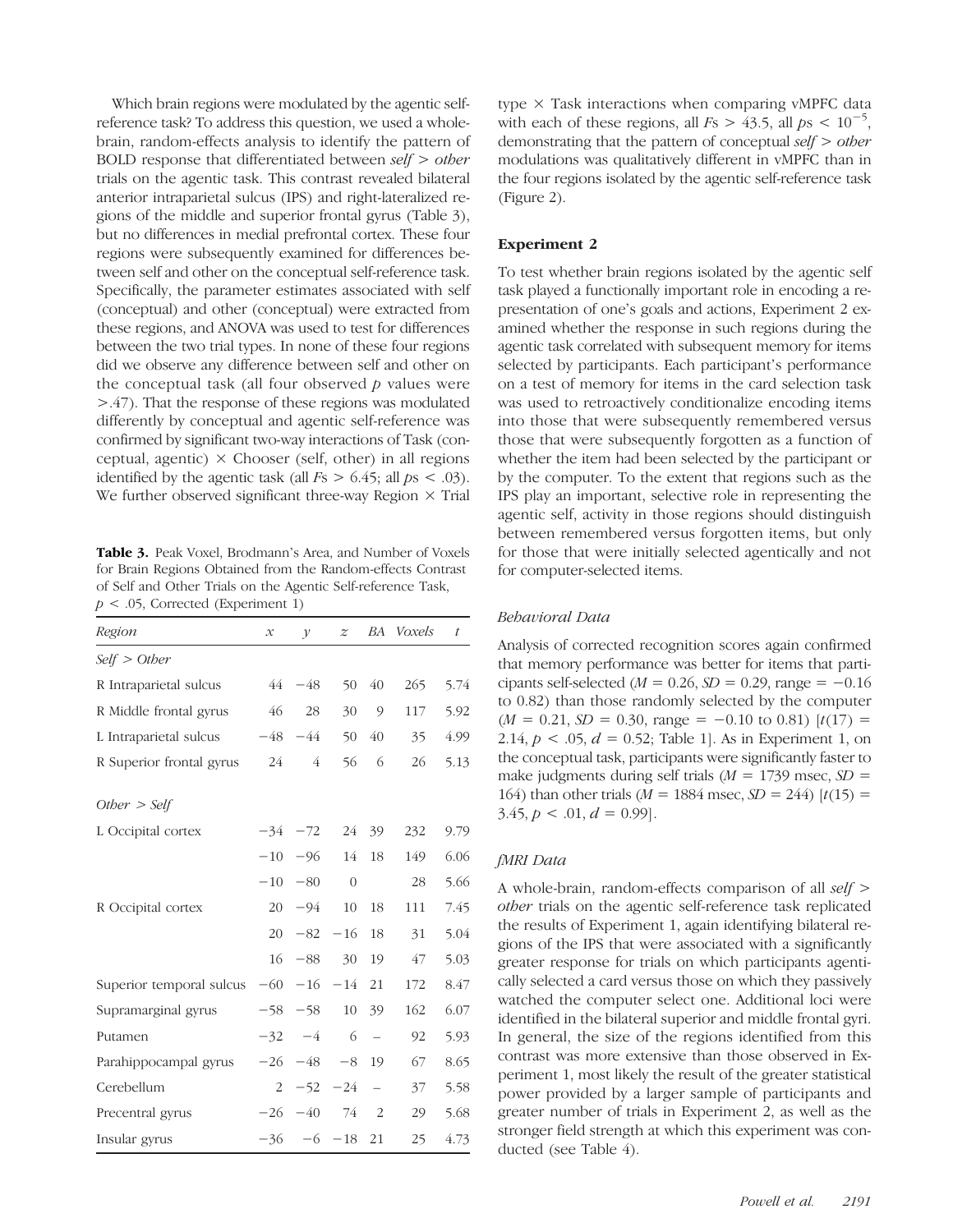Which brain regions were modulated by the agentic self-reference task? To address this question, we used a whole-brain, random-effects analysis to identify the pattern of BOLD response that differentiated between *self > other* trials on the agentic task. This contrast revealed bilateral anterior intraparietal sulcus (IPS) and right-lateralized regions of the middle and superior frontal gyrus (Table 3), but no differences in medial prefrontal cortex. These four regions were subsequently examined for differences between self and other on the conceptual self-reference task. Specifically, the parameter estimates associated with self (conceptual) and other (conceptual) were extracted from these regions, and ANOVA was used to test for differences between the two trial types. In none of these four regions did we observe any difference between self and other on the conceptual task (all four observed $p$ values were $>.47$). That the response of these regions was modulated differently by conceptual and agentic self-reference was confirmed by significant two-way interactions of Task (conceptual, agentic) × Chooser (self, other) in all regions identified by the agentic task (all $Fs > 6.45$; all $ps < .03$). We further observed significant three-way Region × Trial type × Task interactions when comparing vMPFC data with each of these regions, all $Fs > 43.5$, all $ps < 10^{-5}$, demonstrating that the pattern of conceptual *self > other* modulations was qualitatively different in vMPFC than in the four regions isolated by the agentic self-reference task (Figure 2).

**Table 3.** Peak Voxel, Brodmann's Area, and Number of Voxels for Brain Regions Obtained from the Random-effects Contrast of Self and Other Trials on the Agentic Self-reference Task, $p < .05$, Corrected (Experiment 1)

| Region | $x$ | $y$ | $z$ | BA | Voxels | $t$ |
|---|---|---|---|---|---|---|
| *Self > Other* | | | | | | |
| R Intraparietal sulcus | 44 | −48 | 50 | 40 | 265 | 5.74 |
| R Middle frontal gyrus | 46 | 28 | 30 | 9 | 117 | 5.92 |
| L Intraparietal sulcus | −48 | −44 | 50 | 40 | 35 | 4.99 |
| R Superior frontal gyrus | 24 | 4 | 56 | 6 | 26 | 5.13 |
| *Other > Self* | | | | | | |
| L Occipital cortex | −34 | −72 | 24 | 39 | 232 | 9.79 |
| | −10 | −96 | 14 | 18 | 149 | 6.06 |
| | −10 | −80 | 0 | | 28 | 5.66 |
| R Occipital cortex | 20 | −94 | 10 | 18 | 111 | 7.45 |
| | 20 | −82 | −16 | 18 | 31 | 5.04 |
| | 16 | −88 | 30 | 19 | 47 | 5.03 |
| Superior temporal sulcus | −60 | −16 | −14 | 21 | 172 | 8.47 |
| Supramarginal gyrus | −58 | −58 | 10 | 39 | 162 | 6.07 |
| Putamen | −32 | −4 | 6 | – | 92 | 5.93 |
| Parahippocampal gyrus | −26 | −48 | −8 | 19 | 67 | 8.65 |
| Cerebellum | 2 | −52 | −24 | – | 37 | 5.58 |
| Precentral gyrus | −26 | −40 | 74 | 2 | 29 | 5.68 |
| Insular gyrus | −36 | −6 | −18 | 21 | 25 | 4.73 |

## Experiment 2

To test whether brain regions isolated by the agentic self task played a functionally important role in encoding a representation of one's goals and actions, Experiment 2 examined whether the response in such regions during the agentic task correlated with subsequent memory for items selected by participants. Each participant's performance on a test of memory for items in the card selection task was used to retroactively conditionalize encoding items into those that were subsequently remembered versus those that were subsequently forgotten as a function of whether the item had been selected by the participant or by the computer. To the extent that regions such as the IPS play an important, selective role in representing the agentic self, activity in those regions should distinguish between remembered versus forgotten items, but only for those that were initially selected agentically and not for computer-selected items.

### Behavioral Data

Analysis of corrected recognition scores again confirmed that memory performance was better for items that participants self-selected ($M = 0.26$, $SD = 0.29$, range = −0.16 to 0.82) than those randomly selected by the computer ($M = 0.21$, $SD = 0.30$, range = −0.10 to 0.81) [$t(17) = 2.14$, $p < .05$, $d = 0.52$; Table 1]. As in Experiment 1, on the conceptual task, participants were significantly faster to make judgments during self trials ($M = 1739$ msec, $SD = 164$) than other trials ($M = 1884$ msec, $SD = 244$) [$t(15) = 3.45$, $p < .01$, $d = 0.99$].

### fMRI Data

A whole-brain, random-effects comparison of all *self > other* trials on the agentic self-reference task replicated the results of Experiment 1, again identifying bilateral regions of the IPS that were associated with a significantly greater response for trials on which participants agentically selected a card versus those on which they passively watched the computer select one. Additional loci were identified in the bilateral superior and middle frontal gyri. In general, the size of the regions identified from this contrast was more extensive than those observed in Experiment 1, most likely the result of the greater statistical power provided by a larger sample of participants and greater number of trials in Experiment 2, as well as the stronger field strength at which this experiment was conducted (see Table 4).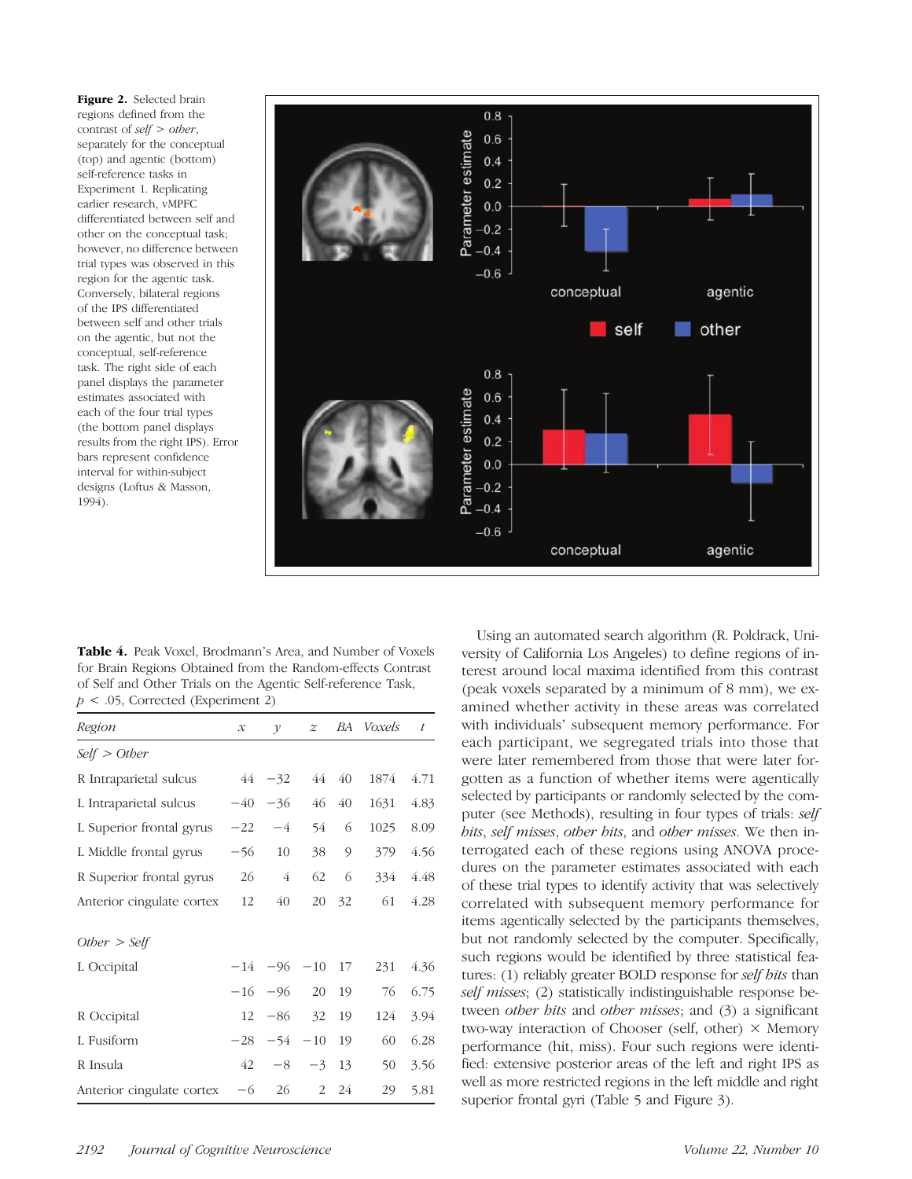**Figure 2.** Selected brain regions defined from the contrast of *self* > *other*, separately for the conceptual (top) and agentic (bottom) self-reference tasks in Experiment 1. Replicating earlier research, vMPFC differentiated between self and other on the conceptual task; however, no difference between trial types was observed in this region for the agentic task. Conversely, bilateral regions of the IPS differentiated between self and other trials on the agentic, but not the conceptual, self-reference task. The right side of each panel displays the parameter estimates associated with each of the four trial types (the bottom panel displays results from the right IPS). Error bars represent confidence interval for within-subject designs (Loftus & Masson, 1994).

**Table 4.** Peak Voxel, Brodmann's Area, and Number of Voxels for Brain Regions Obtained from the Random-effects Contrast of Self and Other Trials on the Agentic Self-reference Task, $p < .05$, Corrected (Experiment 2)

| *Region* | *x* | *y* | *z* | *BA* | *Voxels* | *t* |
|---|---|---|---|---|---|---|
| *Self* > *Other* | | | | | | |
| R Intraparietal sulcus | 44 | −32 | 44 | 40 | 1874 | 4.71 |
| L Intraparietal sulcus | −40 | −36 | 46 | 40 | 1631 | 4.83 |
| L Superior frontal gyrus | −22 | −4 | 54 | 6 | 1025 | 8.09 |
| L Middle frontal gyrus | −56 | 10 | 38 | 9 | 379 | 4.56 |
| R Superior frontal gyrus | 26 | 4 | 62 | 6 | 334 | 4.48 |
| Anterior cingulate cortex | 12 | 40 | 20 | 32 | 61 | 4.28 |
| *Other* > *Self* | | | | | | |
| L Occipital | −14 | −96 | −10 | 17 | 231 | 4.36 |
| | −16 | −96 | 20 | 19 | 76 | 6.75 |
| R Occipital | 12 | −86 | 32 | 19 | 124 | 3.94 |
| L Fusiform | −28 | −54 | −10 | 19 | 60 | 6.28 |
| R Insula | 42 | −8 | −3 | 13 | 50 | 3.56 |
| Anterior cingulate cortex | −6 | 26 | 2 | 24 | 29 | 5.81 |

Using an automated search algorithm (R. Poldrack, University California Los Angeles) to define regions of interest around local maxima identified from this contrast (peak voxels separated by a minimum of 8 mm), we examined whether activity in these areas was correlated with individuals' subsequent memory performance. For each participant, we segregated trials into those that were later remembered from those that were later forgotten as a function of whether items were agentically selected by participants or randomly selected by the computer (see Methods), resulting in four types of trials: *self hits*, *self misses*, *other hits*, and *other misses*. We then interrogated each of these regions using ANOVA procedures on the parameter estimates associated with each of these trial types to identify activity that was selectively correlated with subsequent memory performance for items agentically selected by the participants themselves, but not randomly selected by the computer. Specifically, such regions would be identified by three statistical features: (1) reliably greater BOLD response for *self hits* than *self misses*; (2) statistically indistinguishable response between *other hits* and *other misses*; and (3) a significant two-way interaction of Chooser (self, other) × Memory performance (hit, miss). Four such regions were identified: extensive posterior areas of the left and right IPS as well as more restricted regions in the left middle and right superior frontal gyri (Table 5 and Figure 3).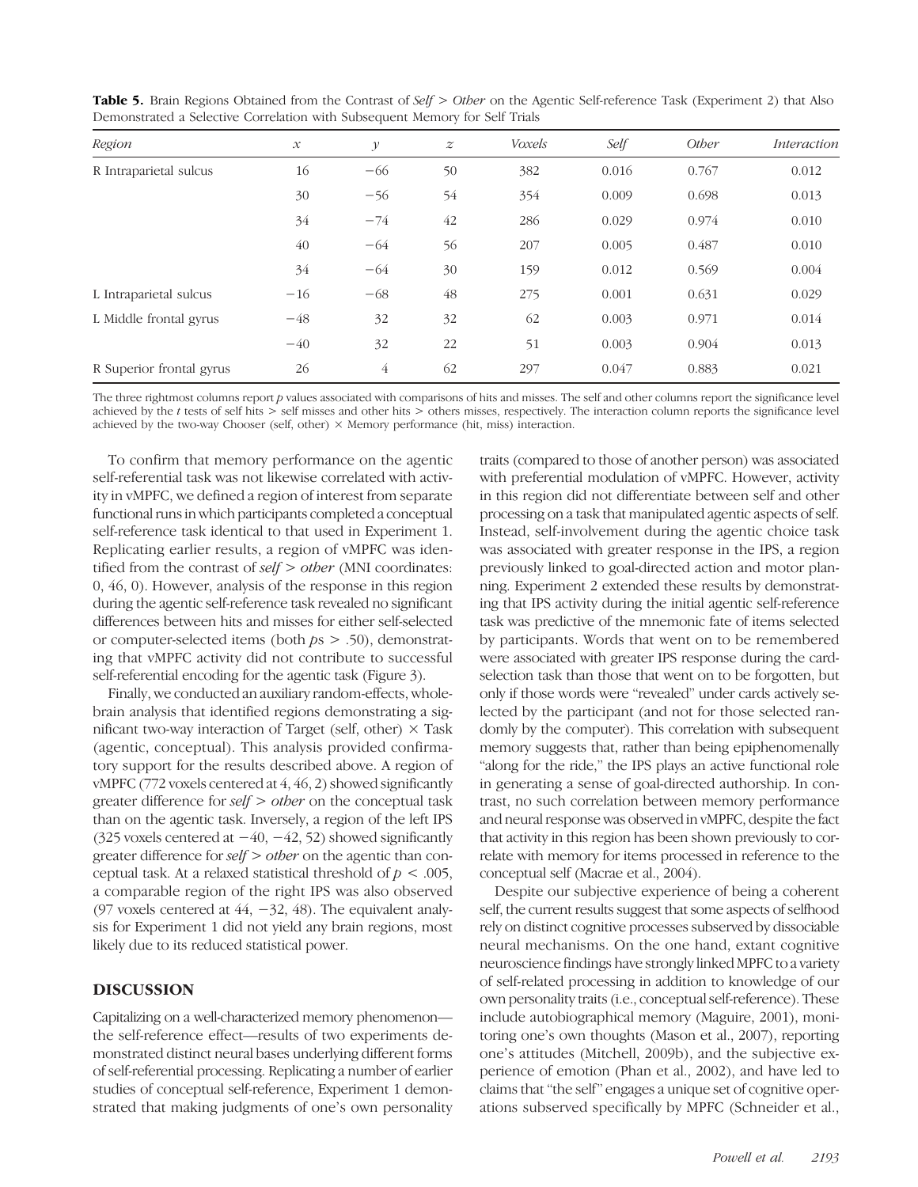**Table 5.** Brain Regions Obtained from the Contrast of *Self* > *Other* on the Agentic Self-reference Task (Experiment 2) that Also Demonstrated a Selective Correlation with Subsequent Memory for Self Trials

| Region | $x$ | $y$ | $z$ | Voxels | Self | Other | Interaction |
|---|---|---|---|---|---|---|---|
| R Intraparietal sulcus | 16 | −66 | 50 | 382 | 0.016 | 0.767 | 0.012 |
| | 30 | −56 | 54 | 354 | 0.009 | 0.698 | 0.013 |
| | 34 | −74 | 42 | 286 | 0.029 | 0.974 | 0.010 |
| | 40 | −64 | 56 | 207 | 0.005 | 0.487 | 0.010 |
| | 34 | −64 | 30 | 159 | 0.012 | 0.569 | 0.004 |
| L Intraparietal sulcus | −16 | −68 | 48 | 275 | 0.001 | 0.631 | 0.029 |
| L Middle frontal gyrus | −48 | 32 | 32 | 62 | 0.003 | 0.971 | 0.014 |
| | −40 | 32 | 22 | 51 | 0.003 | 0.904 | 0.013 |
| R Superior frontal gyrus | 26 | 4 | 62 | 297 | 0.047 | 0.883 | 0.021 |

The three rightmost columns report $p$ values associated with comparisons of hits and misses. The self and other columns report the significance level achieved by the $t$ tests of self hits > self misses and other hits > others misses, respectively. The interaction column reports the significance level achieved by the two-way Chooser (self, other) × Memory performance (hit, miss) interaction.

To confirm that memory performance on the agentic self-referential task was not likewise correlated with activity in vMPFC, we defined a region of interest from separate functional runs in which participants completed a conceptual self-reference task identical to that used in Experiment 1. Replicating earlier results, a region of vMPFC was identified from the contrast of *self* > *other* (MNI coordinates: 0, 46, 0). However, analysis of the response in this region during the agentic self-reference task revealed no significant differences between hits and misses for either self-selected or computer-selected items (both $p$s > .50), demonstrating that vMPFC activity did not contribute to successful self-referential encoding for the agentic task (Figure 3).

Finally, we conducted an auxiliary random-effects, whole-brain analysis that identified regions demonstrating a significant two-way interaction of Target (self, other) × Task (agentic, conceptual). This analysis provided confirmatory support for the results described above. A region of vMPFC (772 voxels centered at 4, 46, 2) showed significantly greater difference for *self* > *other* on the conceptual task than on the agentic task. Inversely, a region of the left IPS (325 voxels centered at −40, −42, 52) showed significantly greater difference for *self* > *other* on the agentic than conceptual task. At a relaxed statistical threshold of $p < .005$, a comparable region of the right IPS was also observed (97 voxels centered at 44, −32, 48). The equivalent analysis for Experiment 1 did not yield any brain regions, most likely due to its reduced statistical power.

## DISCUSSION

Capitalizing on a well-characterized memory phenomenon—the self-reference effect—results of two experiments demonstrated distinct neural bases underlying different forms of self-referential processing. Replicating a number of earlier studies of conceptual self-reference, Experiment 1 demonstrated that making judgments of one's own personality traits (compared to those of another person) was associated with preferential modulation of vMPFC. However, activity in this region did not differentiate between self and other processing on a task that manipulated agentic aspects of self. Instead, self-involvement during the agentic choice task was associated with greater response in the IPS, a region previously linked to goal-directed action and motor planning. Experiment 2 extended these results by demonstrating that IPS activity during the initial agentic self-reference task was predictive of the mnemonic fate of items selected by participants. Words that went on to be remembered were associated with greater IPS response during the card-selection task than those that went on to be forgotten, but only if those words were "revealed" under cards actively selected by the participant (and not for those selected randomly by the computer). This correlation with subsequent memory suggests that, rather than being epiphenomenally "along for the ride," the IPS plays an active functional role in generating a sense of goal-directed authorship. In contrast, no such correlation between memory performance and neural response was observed in vMPFC, despite the fact that activity in this region has been shown previously to correlate with memory for items processed in reference to the conceptual self (Macrae et al., 2004).

Despite our subjective experience of being a coherent self, the current results suggest that some aspects of selfhood rely on distinct cognitive processes subserved by dissociable neural mechanisms. On the one hand, extant cognitive neuroscience findings have strongly linked MPFC to a variety of self-related processing in addition to knowledge of our own personality traits (i.e., conceptual self-reference). These include autobiographical memory (Maguire, 2001), monitoring one's own thoughts (Mason et al., 2007), reporting one's attitudes (Mitchell, 2009b), and the subjective experience of emotion (Phan et al., 2002), and have led to claims that "the self" engages a unique set of cognitive operations subserved specifically by MPFC (Schneider et al.,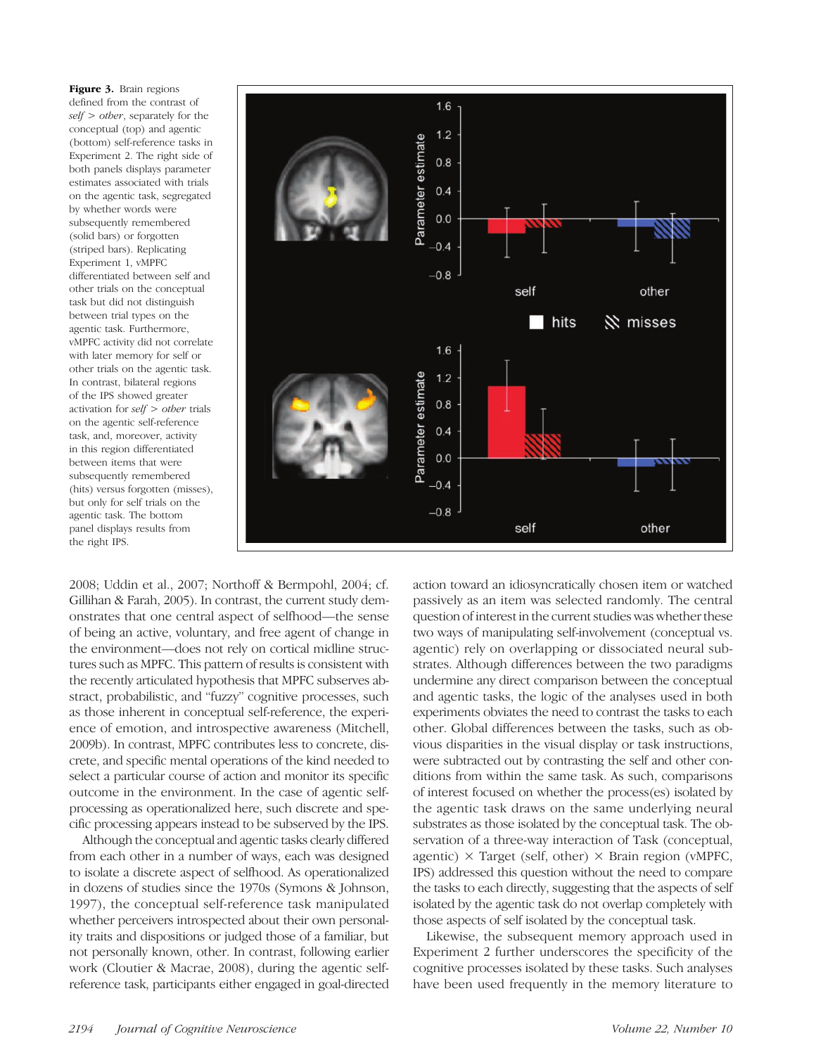**Figure 3.** Brain regions defined from the contrast of *self* > *other*, separately for the conceptual (top) and agentic (bottom) self-reference tasks in Experiment 2. The right side of both panels displays parameter estimates associated with trials on the agentic task, segregated by whether words were subsequently remembered (solid bars) or forgotten (striped bars). Replicating Experiment 1, vMPFC differentiated between self and other trials on the conceptual task but did not distinguish between trial types on the agentic task. Furthermore, vMPFC activity did not correlate with later memory for self or other trials on the agentic task. In contrast, bilateral regions of the IPS showed greater activation for *self* > *other* trials on the agentic self-reference task, and, moreover, activity in this region differentiated between items that were subsequently remembered (hits) versus forgotten (misses), but only for self trials on the agentic task. The bottom panel displays results from the right IPS.

2008; Uddin et al., 2007; Northoff & Bermpohl, 2004; cf. Gillihan & Farah, 2005). In contrast, the current study demonstrates that one central aspect of selfhood—the sense of being an active, voluntary, and free agent of change in the environment—does not rely on cortical midline structures such as MPFC. This pattern of results is consistent with the recently articulated hypothesis that MPFC subserves abstract, probabilistic, and "fuzzy" cognitive processes, such as those inherent in conceptual self-reference, the experience of emotion, and introspective awareness (Mitchell, 2009b). In contrast, MPFC contributes less to concrete, discrete, and specific mental operations of the kind needed to select a particular course of action and monitor its specific outcome in the environment. In the case of agentic self-processing as operationalized here, such discrete and specific processing appears instead to be subserved by the IPS.

Although the conceptual and agentic tasks clearly differed from each other in a number of ways, each was designed to isolate a discrete aspect of selfhood. As operationalized in dozens of studies since the 1970s (Symons & Johnson, 1997), the conceptual self-reference task manipulated whether perceivers introspected about their own personality traits and dispositions or judged those of a familiar, but not personally known, other. In contrast, following earlier work (Cloutier & Macrae, 2008), during the agentic self-reference task, participants either engaged in goal-directed action toward an idiosyncratically chosen item or watched passively as an item was selected randomly. The central question of interest in the current studies was whether these two ways of manipulating self-involvement (conceptual vs. agentic) rely on overlapping or dissociated neural substrates. Although differences between the two paradigms undermine any direct comparison between the conceptual and agentic tasks, the logic of the analyses used in both experiments obviates the need to contrast the tasks to each other. Global differences between the tasks, such as obvious disparities in the visual display or task instructions, were subtracted out by contrasting the self and other conditions from within the same task. As such, comparisons of interest focused on whether the process(es) isolated by the agentic task draws on the same underlying neural substrates as those isolated by the conceptual task. The observation of a three-way interaction of Task (conceptual, agentic) × Target (self, other) × Brain region (vMPFC, IPS) addressed this question without the need to compare the tasks to each directly, suggesting that the aspects of self isolated by the agentic task do not overlap completely with those aspects of self isolated by the conceptual task.

Likewise, the subsequent memory approach used in Experiment 2 further underscores the specificity of the cognitive processes isolated by these tasks. Such analyses have been used frequently in the memory literature to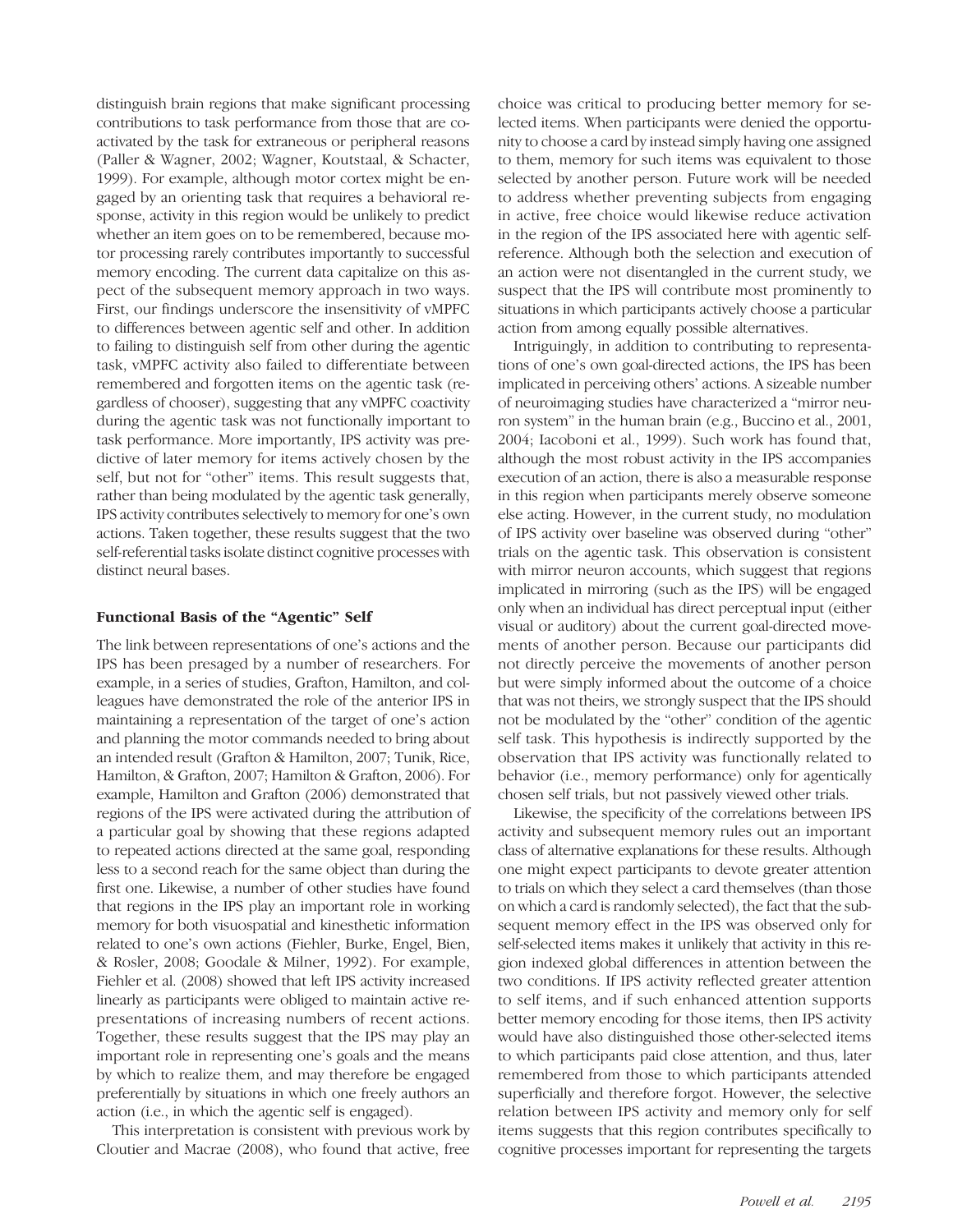distinguish brain regions that make significant processing contributions to task performance from those that are coactivated by the task for extraneous or peripheral reasons (Paller & Wagner, 2002; Wagner, Koutstaal, & Schacter, 1999). For example, although motor cortex might be engaged by an orienting task that requires a behavioral response, activity in this region would be unlikely to predict whether an item goes on to be remembered, because motor processing rarely contributes importantly to successful memory encoding. The current data capitalize on this aspect of the subsequent memory approach in two ways. First, our findings underscore the insensitivity of vMPFC to differences between agentic self and other. In addition to failing to distinguish self from other during the agentic task, vMPFC activity also failed to differentiate between remembered and forgotten items on the agentic task (regardless of chooser), suggesting that any vMPFC coactivity during the agentic task was not functionally important to task performance. More importantly, IPS activity was predictive of later memory for items actively chosen by the self, but not for "other" items. This result suggests that, rather than being modulated by the agentic task generally, IPS activity contributes selectively to memory for one's own actions. Taken together, these results suggest that the two self-referential tasks isolate distinct cognitive processes with distinct neural bases.

### Functional Basis of the "Agentic" Self

The link between representations of one's actions and the IPS has been presaged by a number of researchers. For example, in a series of studies, Grafton, Hamilton, and colleagues have demonstrated the role of the anterior IPS in maintaining a representation of the target of one's action and planning the motor commands needed to bring about an intended result (Grafton & Hamilton, 2007; Tunik, Rice, Hamilton, & Grafton, 2007; Hamilton & Grafton, 2006). For example, Hamilton and Grafton (2006) demonstrated that regions of the IPS were activated during the attribution of a particular goal by showing that these regions adapted to repeated actions directed at the same goal, responding less to a second reach for the same object than during the first one. Likewise, a number of other studies have found that regions in the IPS play an important role in working memory for both visuospatial and kinesthetic information related to one's own actions (Fiehler, Burke, Engel, Bien, & Rosler, 2008; Goodale & Milner, 1992). For example, Fiehler et al. (2008) showed that left IPS activity increased linearly as participants were obliged to maintain active representations of increasing numbers of recent actions. Together, these results suggest that the IPS may play an important role in representing one's goals and the means by which to realize them, and may therefore be engaged preferentially by situations in which one freely authors an action (i.e., in which the agentic self is engaged).

This interpretation is consistent with previous work by Cloutier and Macrae (2008), who found that active, free choice was critical to producing better memory for selected items. When participants were denied the opportunity to choose a card by instead simply having one assigned to them, memory for such items was equivalent to those selected by another person. Future work will be needed to address whether preventing subjects from engaging in active, free choice would likewise reduce activation in the region of the IPS associated here with agentic self-reference. Although both the selection and execution of an action were not disentangled in the current study, we suspect that the IPS will contribute most prominently to situations in which participants actively choose a particular action from among equally possible alternatives.

Intriguingly, in addition to contributing to representations of one's own goal-directed actions, the IPS has been implicated in perceiving others' actions. A sizeable number of neuroimaging studies have characterized a "mirror neuron system" in the human brain (e.g., Buccino et al., 2001, 2004; Iacoboni et al., 1999). Such work has found that, although the most robust activity in the IPS accompanies execution of an action, there is also a measurable response in this region when participants merely observe someone else acting. However, in the current study, no modulation of IPS activity over baseline was observed during "other" trials on the agentic task. This observation is consistent with mirror neuron accounts, which suggest that regions implicated in mirroring (such as the IPS) will be engaged only when an individual has direct perceptual input (either visual or auditory) about the current goal-directed movements of another person. Because our participants did not directly perceive the movements of another person but were simply informed about the outcome of a choice that was not theirs, we strongly suspect that the IPS should not be modulated by the "other" condition of the agentic self task. This hypothesis is indirectly supported by the observation that IPS activity was functionally related to behavior (i.e., memory performance) only for agentically chosen self trials, but not passively viewed other trials.

Likewise, the specificity of the correlations between IPS activity and subsequent memory rules out an important class of alternative explanations for these results. Although one might expect participants to devote greater attention to trials on which they select a card themselves (than those on which a card is randomly selected), the fact that the subsequent memory effect in the IPS was observed only for self-selected items makes it unlikely that activity in this region indexed global differences in attention between the two conditions. If IPS activity reflected greater attention to self items, and if such enhanced attention supports better memory encoding for those items, then IPS activity would have also distinguished those other-selected items to which participants paid close attention, and thus, later remembered from those to which participants attended superficially and therefore forgot. However, the selective relation between IPS activity and memory only for self items suggests that this region contributes specifically to cognitive processes important for representing the targets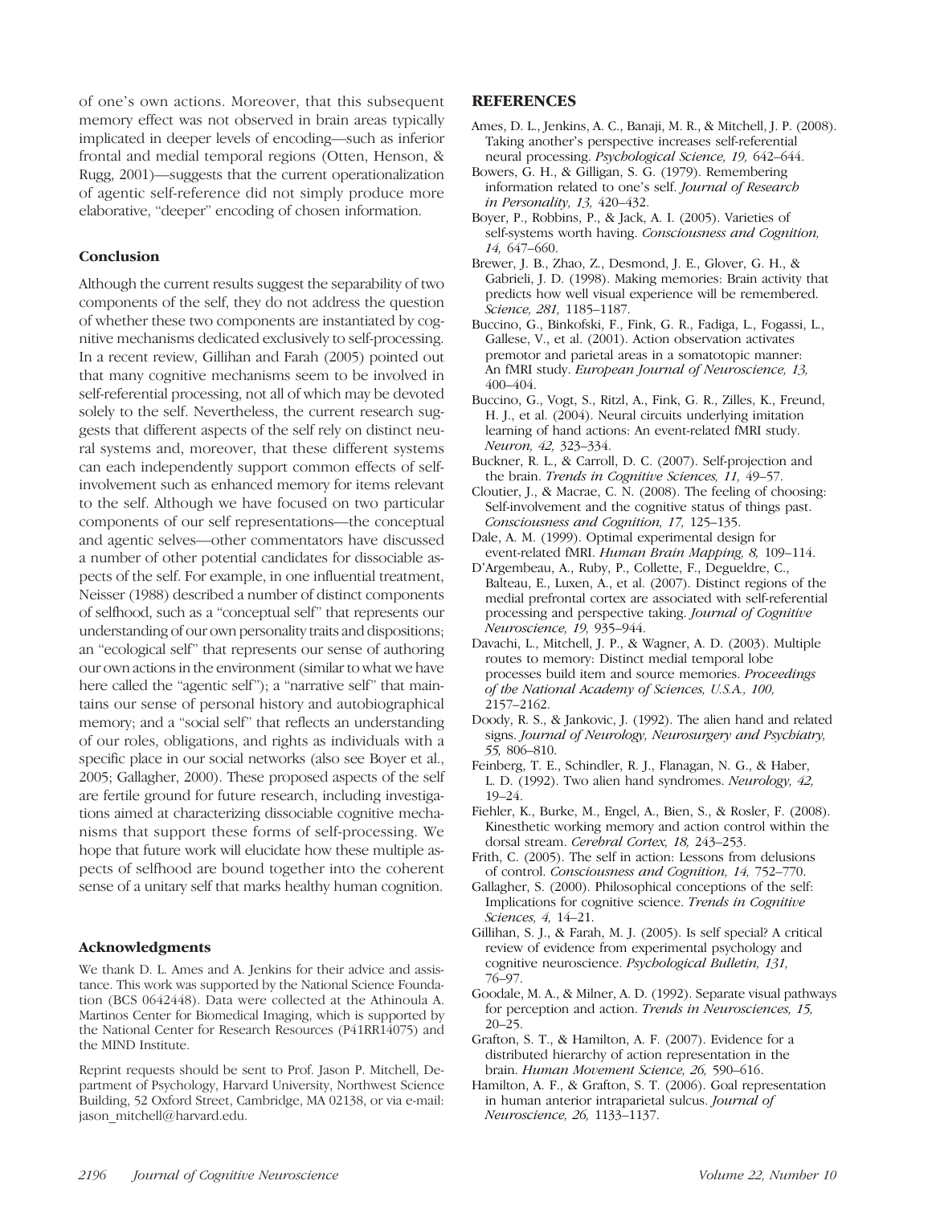of one's own actions. Moreover, that this subsequent memory effect was not observed in brain areas typically implicated in deeper levels of encoding—such as inferior frontal and medial temporal regions (Otten, Henson, & Rugg, 2001)—suggests that the current operationalization of agentic self-reference did not simply produce more elaborative, "deeper" encoding of chosen information.

### Conclusion

Although the current results suggest the separability of two components of the self, they do not address the question of whether these two components are instantiated by cognitive mechanisms dedicated exclusively to self-processing. In a recent review, Gillihan and Farah (2005) pointed out that many cognitive mechanisms seem to be involved in self-referential processing, not all of which may be devoted solely to the self. Nevertheless, the current research suggests that different aspects of the self rely on distinct neural systems and, moreover, that these different systems can each independently support common effects of self-involvement such as enhanced memory for items relevant to the self. Although we have focused on two particular components of our self representations—the conceptual and agentic selves—other commentators have discussed a number of other potential candidates for dissociable aspects of the self. For example, in one influential treatment, Neisser (1988) described a number of distinct components of selfhood, such as a "conceptual self" that represents our understanding of our own personality traits and dispositions; an "ecological self" that represents our sense of authoring our own actions in the environment (similar to what we have here called the "agentic self"); a "narrative self" that maintains our sense of personal history and autobiographical memory; and a "social self" that reflects an understanding of our roles, obligations, and rights as individuals with a specific place in our social networks (also see Boyer et al., 2005; Gallagher, 2000). These proposed aspects of the self are fertile ground for future research, including investigations aimed at characterizing dissociable cognitive mechanisms that support these forms of self-processing. We hope that future work will elucidate how these multiple aspects of selfhood are bound together into the coherent sense of a unitary self that marks healthy human cognition.

### Acknowledgments

We thank D. L. Ames and A. Jenkins for their advice and assistance. This work was supported by the National Science Foundation (BCS 0642448). Data were collected at the Athinoula A. Martinos Center for Biomedical Imaging, which is supported by the National Center for Research Resources (P41RR14075) and the MIND Institute.

Reprint requests should be sent to Prof. Jason P. Mitchell, Department of Psychology, Harvard University, Northwest Science Building, 52 Oxford Street, Cambridge, MA 02138, or via e-mail: jason_mitchell@harvard.edu.

## REFERENCES

Ames, D. L., Jenkins, A. C., Banaji, M. R., & Mitchell, J. P. (2008). Taking another's perspective increases self-referential neural processing. *Psychological Science, 19,* 642–644.

Bowers, G. H., & Gilligan, S. G. (1979). Remembering information related to one's self. *Journal of Research in Personality, 13,* 420–432.

Boyer, P., Robbins, P., & Jack, A. I. (2005). Varieties of self-systems worth having. *Consciousness and Cognition, 14,* 647–660.

Brewer, J. B., Zhao, Z., Desmond, J. E., Glover, G. H., & Gabrieli, J. D. (1998). Making memories: Brain activity that predicts how well visual experience will be remembered. *Science, 281,* 1185–1187.

Buccino, G., Binkofski, F., Fink, G. R., Fadiga, L., Fogassi, L., Gallese, V., et al. (2001). Action observation activates premotor and parietal areas in a somatotopic manner: An fMRI study. *European Journal of Neuroscience, 13,* 400–404.

Buccino, G., Vogt, S., Ritzl, A., Fink, G. R., Zilles, K., Freund, H. J., et al. (2004). Neural circuits underlying imitation learning of hand actions: An event-related fMRI study. *Neuron, 42,* 323–334.

Buckner, R. L., & Carroll, D. C. (2007). Self-projection and the brain. *Trends in Cognitive Sciences, 11,* 49–57.

Cloutier, J., & Macrae, C. N. (2008). The feeling of choosing: Self-involvement and the cognitive status of things past. *Consciousness and Cognition, 17,* 125–135.

Dale, A. M. (1999). Optimal experimental design for event-related fMRI. *Human Brain Mapping, 8,* 109–114.

D'Argembeau, A., Ruby, P., Collette, F., Degueldre, C., Balteau, E., Luxen, A., et al. (2007). Distinct regions of the medial prefrontal cortex are associated with self-referential processing and perspective taking. *Journal of Cognitive Neuroscience, 19,* 935–944.

Davachi, L., Mitchell, J. P., & Wagner, A. D. (2003). Multiple routes to memory: Distinct medial temporal lobe processes build item and source memories. *Proceedings of the National Academy of Sciences, U.S.A., 100,* 2157–2162.

Doody, R. S., & Jankovic, J. (1992). The alien hand and related signs. *Journal of Neurology, Neurosurgery and Psychiatry, 55,* 806–810.

Feinberg, T. E., Schindler, R. J., Flanagan, N. G., & Haber, L. D. (1992). Two alien hand syndromes. *Neurology, 42,* 19–24.

Fiehler, K., Burke, M., Engel, A., Bien, S., & Rosler, F. (2008). Kinesthetic working memory and action control within the dorsal stream. *Cerebral Cortex, 18,* 243–253.

Frith, C. (2005). The self in action: Lessons from delusions of control. *Consciousness and Cognition, 14,* 752–770.

Gallagher, S. (2000). Philosophical conceptions of the self: Implications for cognitive science. *Trends in Cognitive Sciences, 4,* 14–21.

Gillihan, S. J., & Farah, M. J. (2005). Is self special? A critical review of evidence from experimental psychology and cognitive neuroscience. *Psychological Bulletin, 131,* 76–97.

Goodale, M. A., & Milner, A. D. (1992). Separate visual pathways for perception and action. *Trends in Neurosciences, 15,* 20–25.

Grafton, S. T., & Hamilton, A. F. (2007). Evidence for a distributed hierarchy of action representation in the brain. *Human Movement Science, 26,* 590–616.

Hamilton, A. F., & Grafton, S. T. (2006). Goal representation in human anterior intraparietal sulcus. *Journal of Neuroscience, 26,* 1133–1137.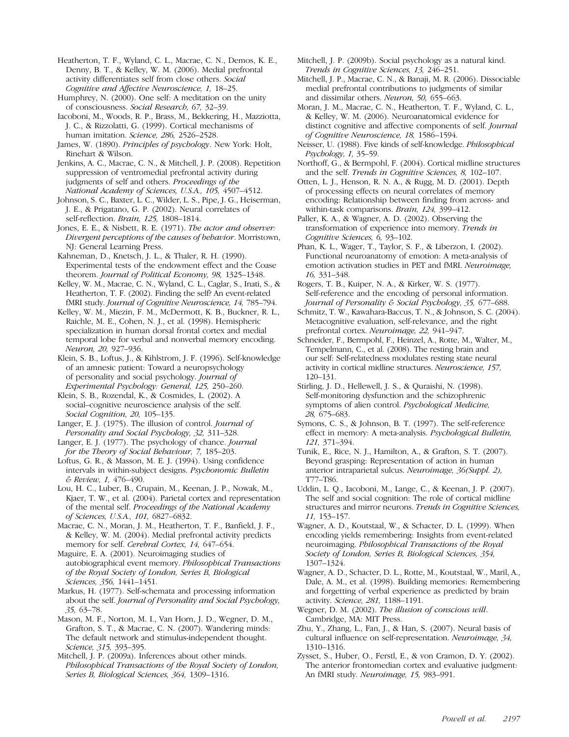Heatherton, T. F., Wyland, C. L., Macrae, C. N., Demos, K. E., Denny, B. T., & Kelley, W. M. (2006). Medial prefrontal activity differentiates self from close others. *Social Cognitive and Affective Neuroscience, 1,* 18–25.

Humphrey, N. (2000). One self: A meditation on the unity of consciousness. *Social Research, 67,* 32–39.

Iacoboni, M., Woods, R. P., Brass, M., Bekkering, H., Mazziotta, J. C., & Rizzolatti, G. (1999). Cortical mechanisms of human imitation. *Science, 286,* 2526–2528.

James, W. (1890). *Principles of psychology*. New York: Holt, Rinehart & Wilson.

Jenkins, A. C., Macrae, C. N., & Mitchell, J. P. (2008). Repetition suppression of ventromedial prefrontal activity during judgments of self and others. *Proceedings of the National Academy of Sciences, U.S.A., 105,* 4507–4512.

Johnson, S. C., Baxter, L. C., Wilder, L. S., Pipe, J. G., Heiserman, J. E., & Prigatano, G. P. (2002). Neural correlates of self-reflection. *Brain, 125,* 1808–1814.

Jones, E. E., & Nisbett, R. E. (1971). *The actor and observer: Divergent perceptions of the causes of behavior*. Morristown, NJ: General Learning Press.

Kahneman, D., Knetsch, J. L., & Thaler, R. H. (1990). Experimental tests of the endowment effect and the Coase theorem. *Journal of Political Economy, 98,* 1325–1348.

Kelley, W. M., Macrae, C. N., Wyland, C. L., Caglar, S., Inati, S., & Heatherton, T. F. (2002). Finding the self? An event-related fMRI study. *Journal of Cognitive Neuroscience, 14,* 785–794.

Kelley, W. M., Miezin, F. M., McDermott, K. B., Buckner, R. L., Raichle, M. E., Cohen, N. J., et al. (1998). Hemispheric specialization in human dorsal frontal cortex and medial temporal lobe for verbal and nonverbal memory encoding. *Neuron, 20,* 927–936.

Klein, S. B., Loftus, J., & Kihlstrom, J. F. (1996). Self-knowledge of an amnesic patient: Toward a neuropsychology of personality and social psychology. *Journal of Experimental Psychology: General, 125,* 250–260.

Klein, S. B., Rozendal, K., & Cosmides, L. (2002). A social–cognitive neuroscience analysis of the self. *Social Cognition, 20,* 105–135.

Langer, E. J. (1975). The illusion of control. *Journal of Personality and Social Psychology, 32,* 311–328.

Langer, E. J. (1977). The psychology of chance. *Journal for the Theory of Social Behaviour, 7,* 185–203.

Loftus, G. R., & Masson, M. E. J. (1994). Using confidence intervals in within-subject designs. *Psychonomic Bulletin & Review, 1,* 476–490.

Lou, H. C., Luber, B., Crupain, M., Keenan, J. P., Nowak, M., Kjaer, T. W., et al. (2004). Parietal cortex and representation of the mental self. *Proceedings of the National Academy of Sciences, U.S.A., 101,* 6827–6832.

Macrae, C. N., Moran, J. M., Heatherton, T. F., Banfield, J. F., & Kelley, W. M. (2004). Medial prefrontal activity predicts memory for self. *Cerebral Cortex, 14,* 647–654.

Maguire, E. A. (2001). Neuroimaging studies of autobiographical event memory. *Philosophical Transactions of the Royal Society of London, Series B, Biological Sciences, 356,* 1441–1451.

Markus, H. (1977). Self-schemata and processing information about the self. *Journal of Personality and Social Psychology, 35,* 63–78.

Mason, M. F., Norton, M. I., Van Horn, J. D., Wegner, D. M., Grafton, S. T., & Macrae, C. N. (2007). Wandering minds: The default network and stimulus-independent thought. *Science, 315,* 393–395.

Mitchell, J. P. (2009a). Inferences about other minds. *Philosophical Transactions of the Royal Society of London, Series B, Biological Sciences, 364,* 1309–1316.

Mitchell, J. P. (2009b). Social psychology as a natural kind. *Trends in Cognitive Sciences, 13,* 246–251.

Mitchell, J. P., Macrae, C. N., & Banaji, M. R. (2006). Dissociable medial prefrontal contributions to judgments of similar and dissimilar others. *Neuron, 50,* 655–663.

Moran, J. M., Macrae, C. N., Heatherton, T. F., Wyland, C. L., & Kelley, W. M. (2006). Neuroanatomical evidence for distinct cognitive and affective components of self. *Journal of Cognitive Neuroscience, 18,* 1586–1594.

Neisser, U. (1988). Five kinds of self-knowledge. *Philosophical Psychology, 1,* 35–59.

Northoff, G., & Bermpohl, F. (2004). Cortical midline structures and the self. *Trends in Cognitive Sciences, 8,* 102–107.

Otten, L. J., Henson, R. N. A., & Rugg, M. D. (2001). Depth of processing effects on neural correlates of memory encoding: Relationship between finding from across- and within-task comparisons. *Brain, 124,* 399–412.

Paller, K. A., & Wagner, A. D. (2002). Observing the transformation of experience into memory. *Trends in Cognitive Sciences, 6,* 93–102.

Phan, K. L., Wager, T., Taylor, S. F., & Liberzon, I. (2002). Functional neuroanatomy of emotion: A meta-analysis of emotion activation studies in PET and fMRI. *Neuroimage, 16,* 331–348.

Rogers, T. B., Kuiper, N. A., & Kirker, W. S. (1977). Self-reference and the encoding of personal information. *Journal of Personality & Social Psychology, 35,* 677–688.

Schmitz, T. W., Kawahara-Baccus, T. N., & Johnson, S. C. (2004). Metacognitive evaluation, self-relevance, and the right prefrontal cortex. *Neuroimage, 22,* 941–947.

Schneider, F., Bermpohl, F., Heinzel, A., Rotte, M., Walter, M., Tempelmann, C., et al. (2008). The resting brain and our self: Self-relatedness modulates resting state neural activity in cortical midline structures. *Neuroscience, 157,* 120–131.

Stirling, J. D., Hellewell, J. S., & Quraishi, N. (1998). Self-monitoring dysfunction and the schizophrenic symptoms of alien control. *Psychological Medicine, 28,* 675–683.

Symons, C. S., & Johnson, B. T. (1997). The self-reference effect in memory: A meta-analysis. *Psychological Bulletin, 121,* 371–394.

Tunik, E., Rice, N. J., Hamilton, A., & Grafton, S. T. (2007). Beyond grasping: Representation of action in human anterior intraparietal sulcus. *Neuroimage, 36(Suppl. 2),* T77–T86.

Uddin, L. Q., Iacoboni, M., Lange, C., & Keenan, J. P. (2007). The self and social cognition: The role of cortical midline structures and mirror neurons. *Trends in Cognitive Sciences, 11,* 153–157.

Wagner, A. D., Koutstaal, W., & Schacter, D. L. (1999). When encoding yields remembering: Insights from event-related neuroimaging. *Philosophical Transactions of the Royal Society of London, Series B, Biological Sciences, 354,* 1307–1324.

Wagner, A. D., Schacter, D. L., Rotte, M., Koutstaal, W., Maril, A., Dale, A. M., et al. (1998). Building memories: Remembering and forgetting of verbal experience as predicted by brain activity. *Science, 281,* 1188–1191.

Wegner, D. M. (2002). *The illusion of conscious will*. Cambridge, MA: MIT Press.

Zhu, Y., Zhang, L., Fan, J., & Han, S. (2007). Neural basis of cultural influence on self-representation. *Neuroimage, 34,* 1310–1316.

Zysset, S., Huber, O., Ferstl, E., & von Cramon, D. Y. (2002). The anterior frontomedian cortex and evaluative judgment: An fMRI study. *Neuroimage, 15,* 983–991.